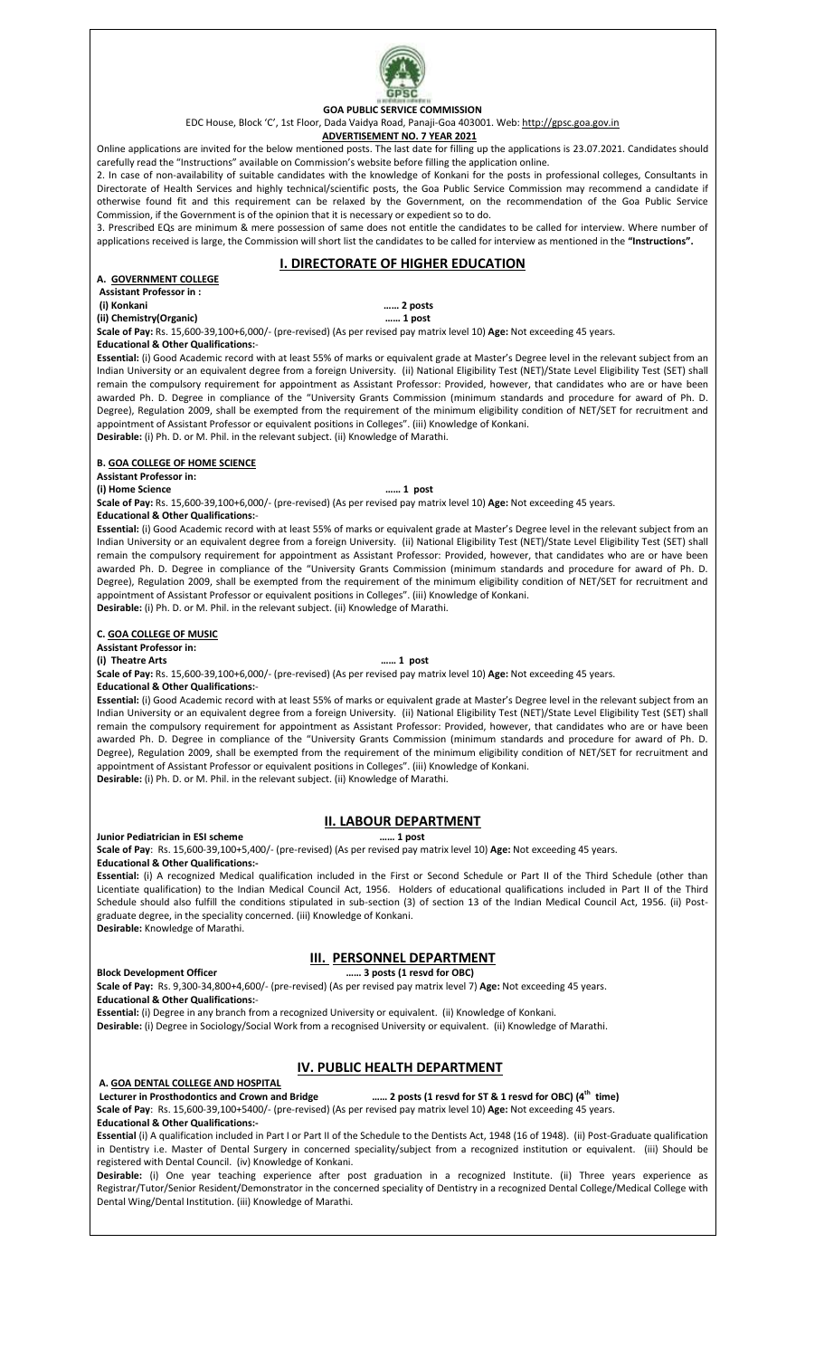**GOA PUBLIC SERVICE COMMISSION**

EDC House, Block 'C', 1st Floor, Dada Vaidya Road, Panaji-Goa 403001. Web: http://gpsc.goa.gov.in

**ADVERTISEMENT NO. 7 YEAR 2021**

Online applications are invited for the below mentioned posts. The last date for filling up the applications is 23.07.2021. Candidates should carefully read the "Instructions" available on Commission's website before filling the application online.

2. In case of non-availability of suitable candidates with the knowledge of Konkani for the posts in professional colleges, Consultants in Directorate of Health Services and highly technical/scientific posts, the Goa Public Service Commission may recommend a candidate if otherwise found fit and this requirement can be relaxed by the Government, on the recommendation of the Goa Public Service Commission, if the Government is of the opinion that it is necessary or expedient so to do.

3. Prescribed EQs are minimum & mere possession of same does not entitle the candidates to be called for interview. Where number of applications received is large, the Commission will short list the candidates to be called for interview as mentioned in the **"Instructions".**

## I. DIRECTORATE OF HIGHER EDUCATION

**A. GOVERNMENT COLLEGE**

**Assistant Professor in :**

**(i) Konkani …… 2 posts**

**(ii) Chemistry(Organic) …… 1 post**

**Scale of Pay:** Rs. 15,600-39,100+6,000/- (pre-revised) (As per revised pay matrix level 10) **Age:** Not exceeding 45 years.

**Educational & Other Qualifications:-**

**Essential:** (i) Good Academic record with at least 55% of marks or equivalent grade at Master's Degree level in the relevant subject from an Indian University or an equivalent degree from a foreign University. (ii) National Eligibility Test (NET)/State Level Eligibility Test (SET) shall remain the compulsory requirement for appointment as Assistant Professor: Provided, however, that candidates who are or have been awarded Ph. D. Degree in compliance of the "University Grants Commission (minimum standards and procedure for award of Ph. D. Degree), Regulation 2009, shall be exempted from the requirement of the minimum eligibility condition of NET/SET for recruitment and appointment of Assistant Professor or equivalent positions in Colleges". (iii) Knowledge of Konkani.

**Desirable:** (i) Ph. D. or M. Phil. in the relevant subject. (ii) Knowledge of Marathi.

**B. GOA COLLEGE OF HOME SCIENCE**

**Assistant Professor in:**

**(i) Home Science …… 1 post**

**Scale of Pay:** Rs. 15,600-39,100+6,000/- (pre-revised) (As per revised pay matrix level 10) **Age:** Not exceeding 45 years.

**Educational & Other Qualifications:-**

**Essential:** (i) Good Academic record with at least 55% of marks or equivalent grade at Master's Degree level in the relevant subject from an Indian University or an equivalent degree from a foreign University. (ii) National Eligibility Test (NET)/State Level Eligibility Test (SET) shall remain the compulsory requirement for appointment as Assistant Professor: Provided, however, that candidates who are or have been awarded Ph. D. Degree in compliance of the "University Grants Commission (minimum standards and procedure for award of Ph. D. Degree), Regulation 2009, shall be exempted from the requirement of the minimum eligibility condition of NET/SET for recruitment and appointment of Assistant Professor or equivalent positions in Colleges". (iii) Knowledge of Konkani.

**Desirable:** (i) Ph. D. or M. Phil. in the relevant subject. (ii) Knowledge of Marathi.

**C. GOA COLLEGE OF MUSIC**

**Assistant Professor in:**

**(i) Theatre Arts …… 1 post**

**Scale of Pay:** Rs. 15,600-39,100+6,000/- (pre-revised) (As per revised pay matrix level 10) **Age:** Not exceeding 45 years.

**Educational & Other Qualifications:-**

**Essential:** (i) Good Academic record with at least 55% of marks or equivalent grade at Master's Degree level in the relevant subject from an Indian University or an equivalent degree from a foreign University. (ii) National Eligibility Test (NET)/State Level Eligibility Test (SET) shall remain the compulsory requirement for appointment as Assistant Professor: Provided, however, that candidates who are or have been awarded Ph. D. Degree in compliance of the "University Grants Commission (minimum standards and procedure for award of Ph. D. Degree), Regulation 2009, shall be exempted from the requirement of the minimum eligibility condition of NET/SET for recruitment and appointment of Assistant Professor or equivalent positions in Colleges". (iii) Knowledge of Konkani.

**Desirable:** (i) Ph. D. or M. Phil. in the relevant subject. (ii) Knowledge of Marathi.

## II. LABOUR DEPARTMENT

**Junior Pediatrician in ESI scheme …… 1 post**

**Scale of Pay**: Rs. 15,600-39,100+5,400/- (pre-revised) (As per revised pay matrix level 10) **Age:** Not exceeding 45 years.

**Educational & Other Qualifications:-**

**Essential:** (i) A recognized Medical qualification included in the First or Second Schedule or Part II of the Third Schedule (other than Licentiate qualification) to the Indian Medical Council Act, 1956. Holders of educational qualifications included in Part II of the Third Schedule should also fulfill the conditions stipulated in sub-section (3) of section 13 of the Indian Medical Council Act, 1956. (ii) Post-graduate degree, in the speciality concerned. (iii) Knowledge of Konkani.

**Desirable:** Knowledge of Marathi.

## III. PERSONNEL DEPARTMENT

**Block Development Officer …… 3 posts (1 resvd for OBC)**

**Scale of Pay:** Rs. 9,300-34,800+4,600/- (pre-revised) (As per revised pay matrix level 7) **Age:** Not exceeding 45 years.

**Educational & Other Qualifications:-**

**Essential:** (i) Degree in any branch from a recognized University or equivalent. (ii) Knowledge of Konkani.

**Desirable:** (i) Degree in Sociology/Social Work from a recognised University or equivalent. (ii) Knowledge of Marathi.

## IV. PUBLIC HEALTH DEPARTMENT

**A. GOA DENTAL COLLEGE AND HOSPITAL**

**Lecturer in Prosthodontics and Crown and Bridge …… 2 posts (1 resvd for ST & 1 resvd for OBC) (4th time)**

**Scale of Pay**: Rs. 15,600-39,100+5400/- (pre-revised) (As per revised pay matrix level 10) **Age:** Not exceeding 45 years.

**Educational & Other Qualifications:-**

**Essential** (i) A qualification included in Part I or Part II of the Schedule to the Dentists Act, 1948 (16 of 1948). (ii) Post-Graduate qualification in Dentistry i.e. Master of Dental Surgery in concerned speciality/subject from a recognized institution or equivalent. (iii) Should be registered with Dental Council. (iv) Knowledge of Konkani.

**Desirable:** (i) One year teaching experience after post graduation in a recognized Institute. (ii) Three years experience as Registrar/Tutor/Senior Resident/Demonstrator in the concerned speciality of Dentistry in a recognized Dental College/Medical College with Dental Wing/Dental Institution. (iii) Knowledge of Marathi.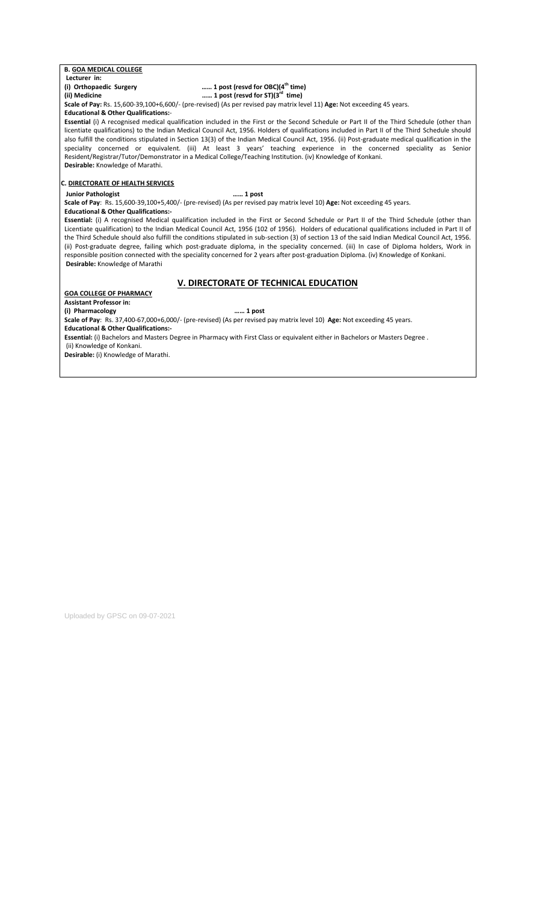**B. GOA MEDICAL COLLEGE**

**Lecturer in:**

**(i) Orthopaedic Surgery …… 1 post (resvd for OBC)(4th time)**

**(ii) Medicine …… 1 post (resvd for ST)(3rd time)**

**Scale of Pay:** Rs. 15,600-39,100+6,600/- (pre-revised) (As per revised pay matrix level 11) **Age:** Not exceeding 45 years.

**Educational & Other Qualifications:**-

**Essential** (i) A recognised medical qualification included in the First or the Second Schedule or Part II of the Third Schedule (other than licentiate qualifications) to the Indian Medical Council Act, 1956. Holders of qualifications included in Part II of the Third Schedule should also fulfill the conditions stipulated in Section 13(3) of the Indian Medical Council Act, 1956. (ii) Post-graduate medical qualification in the speciality concerned or equivalent. (iii) At least 3 years' teaching experience in the concerned speciality as Senior Resident/Registrar/Tutor/Demonstrator in a Medical College/Teaching Institution. (iv) Knowledge of Konkani.

**Desirable:** Knowledge of Marathi.

**C. DIRECTORATE OF HEALTH SERVICES**

**Junior Pathologist …… 1 post**

**Scale of Pay**: Rs. 15,600-39,100+5,400/- (pre-revised) (As per revised pay matrix level 10) **Age:** Not exceeding 45 years.

**Educational & Other Qualifications:-**

**Essential:** (i) A recognised Medical qualification included in the First or Second Schedule or Part II of the Third Schedule (other than Licentiate qualification) to the Indian Medical Council Act, 1956 (102 of 1956). Holders of educational qualifications included in Part II of the Third Schedule should also fulfill the conditions stipulated in sub-section (3) of section 13 of the said Indian Medical Council Act, 1956. (ii) Post-graduate degree, failing which post-graduate diploma, in the speciality concerned. (iii) In case of Diploma holders, Work in responsible position connected with the speciality concerned for 2 years after post-graduation Diploma. (iv) Knowledge of Konkani.

**Desirable:** Knowledge of Marathi

## V. DIRECTORATE OF TECHNICAL EDUCATION

**GOA COLLEGE OF PHARMACY**

**Assistant Professor in:**

**(i) Pharmacology …… 1 post**

**Scale of Pay**: Rs. 37,400-67,000+6,000/- (pre-revised) (As per revised pay matrix level 10) **Age:** Not exceeding 45 years.

**Educational & Other Qualifications:-**

**Essential:** (i) Bachelors and Masters Degree in Pharmacy with First Class or equivalent either in Bachelors or Masters Degree .

(ii) Knowledge of Konkani.

**Desirable:** (i) Knowledge of Marathi.

Uploaded by GPSC on 09-07-2021